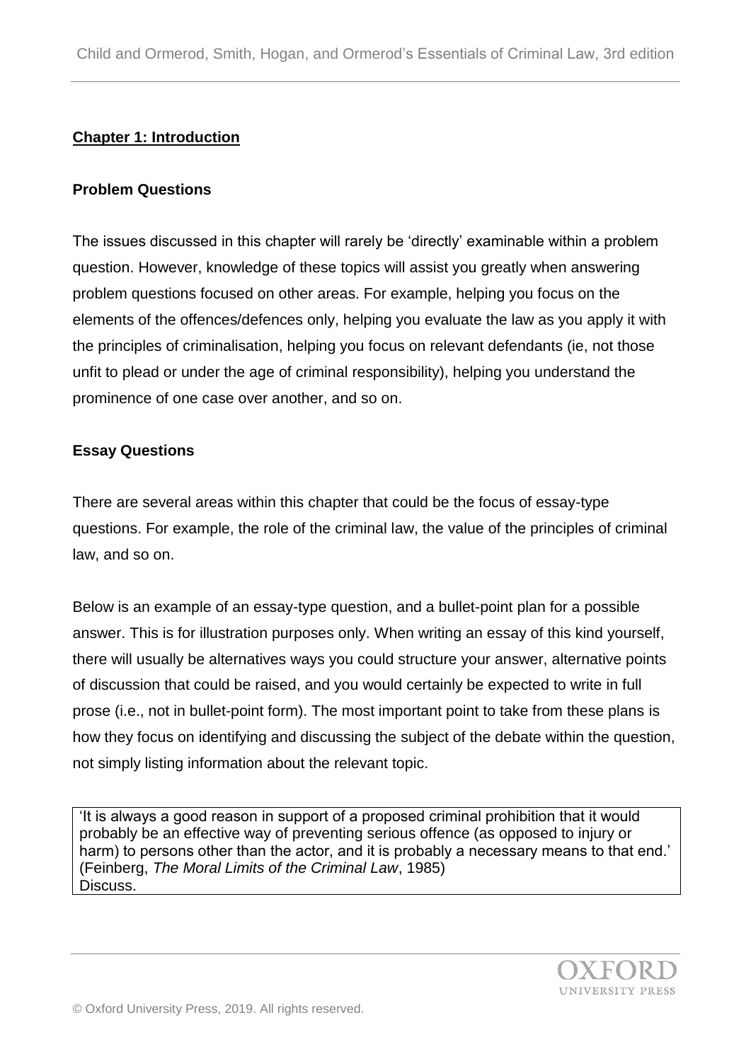## Chapter 1: Introduction

### Problem Questions

The issues discussed in this chapter will rarely be 'directly' examinable within a problem question. However, knowledge of these topics will assist you greatly when answering problem questions focused on other areas. For example, helping you focus on the elements of the offences/defences only, helping you evaluate the law as you apply it with the principles of criminalisation, helping you focus on relevant defendants (ie, not those unfit to plead or under the age of criminal responsibility), helping you understand the prominence of one case over another, and so on.

### Essay Questions

There are several areas within this chapter that could be the focus of essay-type questions. For example, the role of the criminal law, the value of the principles of criminal law, and so on.

Below is an example of an essay-type question, and a bullet-point plan for a possible answer. This is for illustration purposes only. When writing an essay of this kind yourself, there will usually be alternatives ways you could structure your answer, alternative points of discussion that could be raised, and you would certainly be expected to write in full prose (i.e., not in bullet-point form). The most important point to take from these plans is how they focus on identifying and discussing the subject of the debate within the question, not simply listing information about the relevant topic.

> 'It is always a good reason in support of a proposed criminal prohibition that it would probably be an effective way of preventing serious offence (as opposed to injury or harm) to persons other than the actor, and it is probably a necessary means to that end.' (Feinberg, *The Moral Limits of the Criminal Law*, 1985)
> Discuss.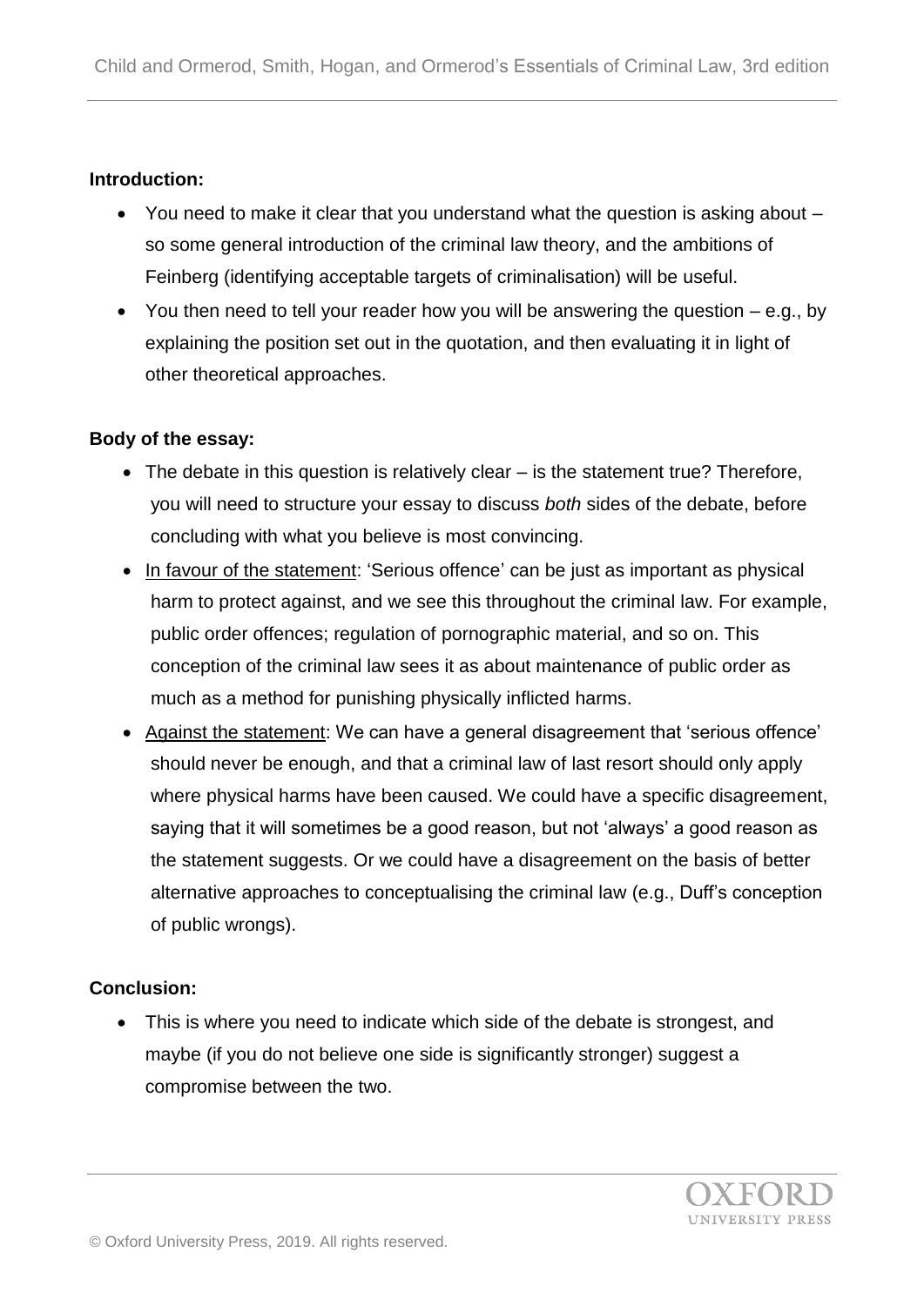**Introduction:**

- You need to make it clear that you understand what the question is asking about – so some general introduction of the criminal law theory, and the ambitions of Feinberg (identifying acceptable targets of criminalisation) will be useful.
- You then need to tell your reader how you will be answering the question – e.g., by explaining the position set out in the quotation, and then evaluating it in light of other theoretical approaches.

**Body of the essay:**

- The debate in this question is relatively clear – is the statement true? Therefore, you will need to structure your essay to discuss *both* sides of the debate, before concluding with what you believe is most convincing.
- In favour of the statement: 'Serious offence' can be just as important as physical harm to protect against, and we see this throughout the criminal law. For example, public order offences; regulation of pornographic material, and so on. This conception of the criminal law sees it as about maintenance of public order as much as a method for punishing physically inflicted harms.
- Against the statement: We can have a general disagreement that 'serious offence' should never be enough, and that a criminal law of last resort should only apply where physical harms have been caused. We could have a specific disagreement, saying that it will sometimes be a good reason, but not 'always' a good reason as the statement suggests. Or we could have a disagreement on the basis of better alternative approaches to conceptualising the criminal law (e.g., Duff's conception of public wrongs).

**Conclusion:**

- This is where you need to indicate which side of the debate is strongest, and maybe (if you do not believe one side is significantly stronger) suggest a compromise between the two.